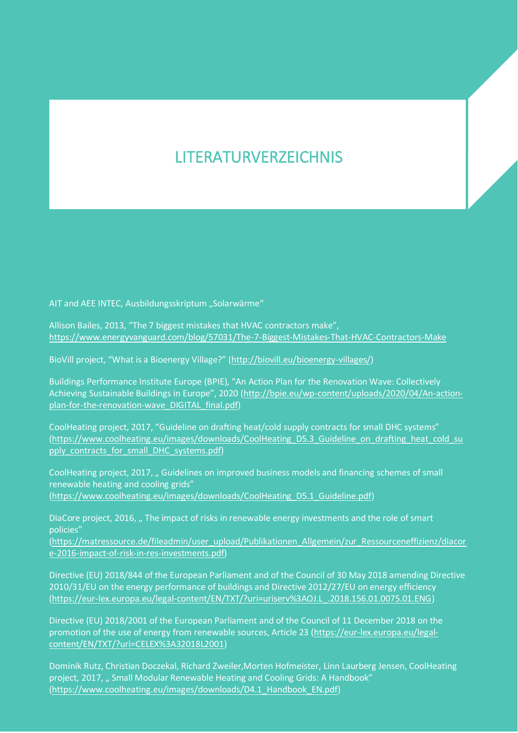# LITERATURVERZEICHNIS

AIT and AEE INTEC, Ausbildungsskriptum „Solarwärme"

Allison Bailes, 2013, "The 7 biggest mistakes that HVAC contractors make", https://www.energyvanguard.com/blog/57031/The-7-Biggest-Mistakes-That-HVAC-Contractors-Make

BioVill project, "What is a Bioenergy Village?" (http://biovill.eu/bioenergy-villages/)

Buildings Performance Institute Europe (BPIE), "An Action Plan for the Renovation Wave: Collectively Achieving Sustainable Buildings in Europe", 2020 (http://bpie.eu/wp-content/uploads/2020/04/An-action-plan-for-the-renovation-wave_DIGITAL_final.pdf)

CoolHeating project, 2017, "Guideline on drafting heat/cold supply contracts for small DHC systems" (https://www.coolheating.eu/images/downloads/CoolHeating_D5.3_Guideline_on_drafting_heat_cold_supply_contracts_for_small_DHC_systems.pdf)

CoolHeating project, 2017, „ Guidelines on improved business models and financing schemes of small renewable heating and cooling grids" (https://www.coolheating.eu/images/downloads/CoolHeating_D5.1_Guideline.pdf)

DiaCore project, 2016, „ The impact of risks in renewable energy investments and the role of smart policies" (https://matressource.de/fileadmin/user_upload/Publikationen_Allgemein/zur_Ressourceneffizienz/diacore-2016-impact-of-risk-in-res-investments.pdf)

Directive (EU) 2018/844 of the European Parliament and of the Council of 30 May 2018 amending Directive 2010/31/EU on the energy performance of buildings and Directive 2012/27/EU on energy efficiency (https://eur-lex.europa.eu/legal-content/EN/TXT/?uri=uriserv%3AOJ.L_.2018.156.01.0075.01.ENG)

Directive (EU) 2018/2001 of the European Parliament and of the Council of 11 December 2018 on the promotion of the use of energy from renewable sources, Article 23 (https://eur-lex.europa.eu/legal-content/EN/TXT/?uri=CELEX%3A32018L2001)

Dominik Rutz, Christian Doczekal, Richard Zweiler,Morten Hofmeister, Linn Laurberg Jensen, CoolHeating project, 2017, „ Small Modular Renewable Heating and Cooling Grids: A Handbook" (https://www.coolheating.eu/images/downloads/D4.1_Handbook_EN.pdf)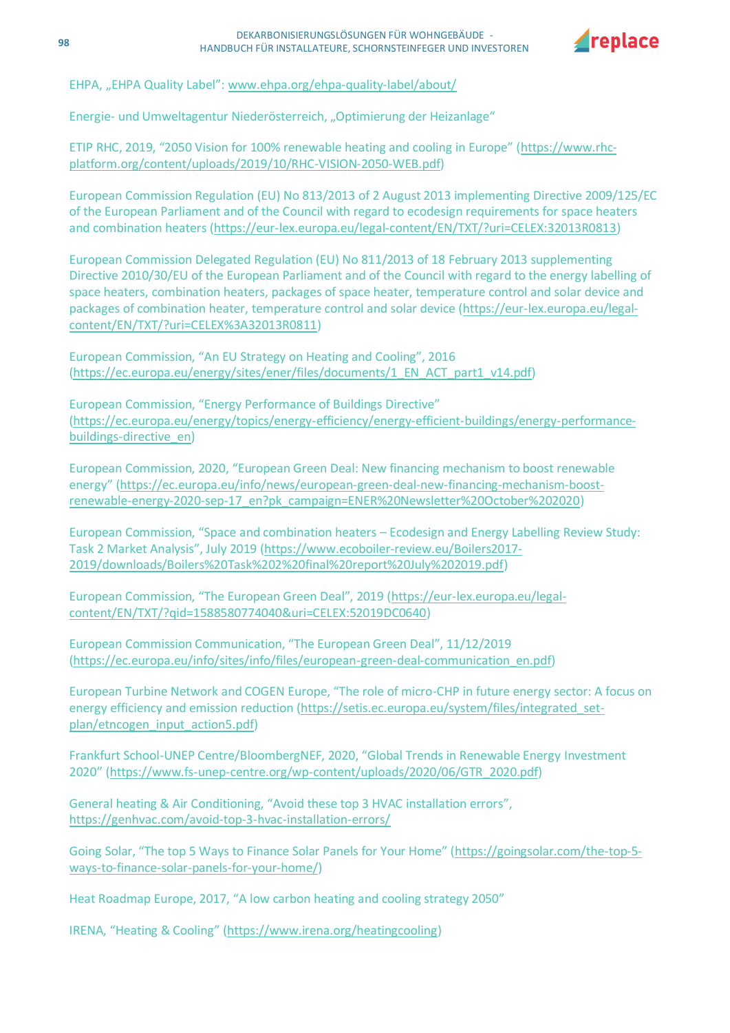EHPA, „EHPA Quality Label": www.ehpa.org/ehpa-quality-label/about/

Energie- und Umweltagentur Niederösterreich, „Optimierung der Heizanlage"

ETIP RHC, 2019, "2050 Vision for 100% renewable heating and cooling in Europe" (https://www.rhc-platform.org/content/uploads/2019/10/RHC-VISION-2050-WEB.pdf)

European Commission Regulation (EU) No 813/2013 of 2 August 2013 implementing Directive 2009/125/EC of the European Parliament and of the Council with regard to ecodesign requirements for space heaters and combination heaters (https://eur-lex.europa.eu/legal-content/EN/TXT/?uri=CELEX:32013R0813)

European Commission Delegated Regulation (EU) No 811/2013 of 18 February 2013 supplementing Directive 2010/30/EU of the European Parliament and of the Council with regard to the energy labelling of space heaters, combination heaters, packages of space heater, temperature control and solar device and packages of combination heater, temperature control and solar device (https://eur-lex.europa.eu/legal-content/EN/TXT/?uri=CELEX%3A32013R0811)

European Commission, "An EU Strategy on Heating and Cooling", 2016 (https://ec.europa.eu/energy/sites/ener/files/documents/1_EN_ACT_part1_v14.pdf)

European Commission, "Energy Performance of Buildings Directive" (https://ec.europa.eu/energy/topics/energy-efficiency/energy-efficient-buildings/energy-performance-buildings-directive_en)

European Commission, 2020, "European Green Deal: New financing mechanism to boost renewable energy" (https://ec.europa.eu/info/news/european-green-deal-new-financing-mechanism-boost-renewable-energy-2020-sep-17_en?pk_campaign=ENER%20Newsletter%20October%202020)

European Commission, "Space and combination heaters – Ecodesign and Energy Labelling Review Study: Task 2 Market Analysis", July 2019 (https://www.ecoboiler-review.eu/Boilers2017-2019/downloads/Boilers%20Task%202%20final%20report%20July%202019.pdf)

European Commission, "The European Green Deal", 2019 (https://eur-lex.europa.eu/legal-content/EN/TXT/?qid=1588580774040&uri=CELEX:52019DC0640)

European Commission Communication, "The European Green Deal", 11/12/2019 (https://ec.europa.eu/info/sites/info/files/european-green-deal-communication_en.pdf)

European Turbine Network and COGEN Europe, "The role of micro-CHP in future energy sector: A focus on energy efficiency and emission reduction (https://setis.ec.europa.eu/system/files/integrated_set-plan/etncogen_input_action5.pdf)

Frankfurt School-UNEP Centre/BloombergNEF, 2020, "Global Trends in Renewable Energy Investment 2020" (https://www.fs-unep-centre.org/wp-content/uploads/2020/06/GTR_2020.pdf)

General heating & Air Conditioning, "Avoid these top 3 HVAC installation errors", https://genhvac.com/avoid-top-3-hvac-installation-errors/

Going Solar, "The top 5 Ways to Finance Solar Panels for Your Home" (https://goingsolar.com/the-top-5-ways-to-finance-solar-panels-for-your-home/)

Heat Roadmap Europe, 2017, "A low carbon heating and cooling strategy 2050"

IRENA, "Heating & Cooling" (https://www.irena.org/heatingcooling)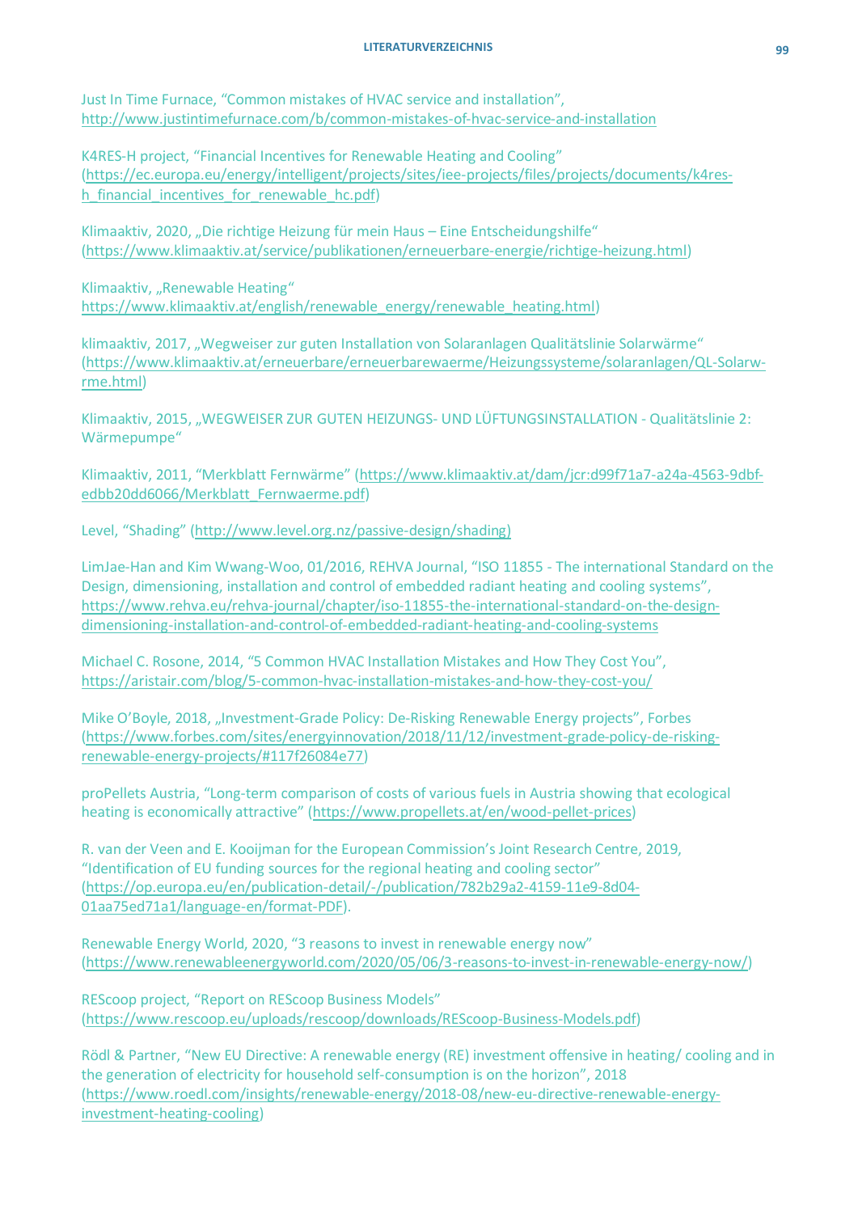Just In Time Furnace, “Common mistakes of HVAC service and installation”, http://www.justintimefurnace.com/b/common-mistakes-of-hvac-service-and-installation

K4RES-H project, “Financial Incentives for Renewable Heating and Cooling” (https://ec.europa.eu/energy/intelligent/projects/sites/iee-projects/files/projects/documents/k4res-h_financial_incentives_for_renewable_hc.pdf)

Klimaaktiv, 2020, „Die richtige Heizung für mein Haus – Eine Entscheidungshilfe“ (https://www.klimaaktiv.at/service/publikationen/erneuerbare-energie/richtige-heizung.html)

Klimaaktiv, „Renewable Heating“ https://www.klimaaktiv.at/english/renewable_energy/renewable_heating.html)

klimaaktiv, 2017, „Wegweiser zur guten Installation von Solaranlagen Qualitätslinie Solarwärme“ (https://www.klimaaktiv.at/erneuerbare/erneuerbarewaerme/Heizungssysteme/solaranlagen/QL-Solarw-rme.html)

Klimaaktiv, 2015, „WEGWEISER ZUR GUTEN HEIZUNGS- UND LÜFTUNGSINSTALLATION - Qualitätslinie 2: Wärmepumpe“

Klimaaktiv, 2011, “Merkblatt Fernwärme” (https://www.klimaaktiv.at/dam/jcr:d99f71a7-a24a-4563-9dbf-edbb20dd6066/Merkblatt_Fernwaerme.pdf)

Level, “Shading” (http://www.level.org.nz/passive-design/shading)

LimJae-Han and Kim Wwang-Woo, 01/2016, REHVA Journal, “ISO 11855 - The international Standard on the Design, dimensioning, installation and control of embedded radiant heating and cooling systems”, https://www.rehva.eu/rehva-journal/chapter/iso-11855-the-international-standard-on-the-design-dimensioning-installation-and-control-of-embedded-radiant-heating-and-cooling-systems

Michael C. Rosone, 2014, “5 Common HVAC Installation Mistakes and How They Cost You”, https://aristair.com/blog/5-common-hvac-installation-mistakes-and-how-they-cost-you/

Mike O’Boyle, 2018, „Investment-Grade Policy: De-Risking Renewable Energy projects”, Forbes (https://www.forbes.com/sites/energyinnovation/2018/11/12/investment-grade-policy-de-risking-renewable-energy-projects/#117f26084e77)

proPellets Austria, “Long-term comparison of costs of various fuels in Austria showing that ecological heating is economically attractive” (https://www.propellets.at/en/wood-pellet-prices)

R. van der Veen and E. Kooijman for the European Commission’s Joint Research Centre, 2019, “Identification of EU funding sources for the regional heating and cooling sector” (https://op.europa.eu/en/publication-detail/-/publication/782b29a2-4159-11e9-8d04-01aa75ed71a1/language-en/format-PDF).

Renewable Energy World, 2020, “3 reasons to invest in renewable energy now” (https://www.renewableenergyworld.com/2020/05/06/3-reasons-to-invest-in-renewable-energy-now/)

REScoop project, “Report on REScoop Business Models” (https://www.rescoop.eu/uploads/rescoop/downloads/REScoop-Business-Models.pdf)

Rödl & Partner, “New EU Directive: A renewable energy (RE) investment offensive in heating/ cooling and in the generation of electricity for household self-consumption is on the horizon”, 2018 (https://www.roedl.com/insights/renewable-energy/2018-08/new-eu-directive-renewable-energy-investment-heating-cooling)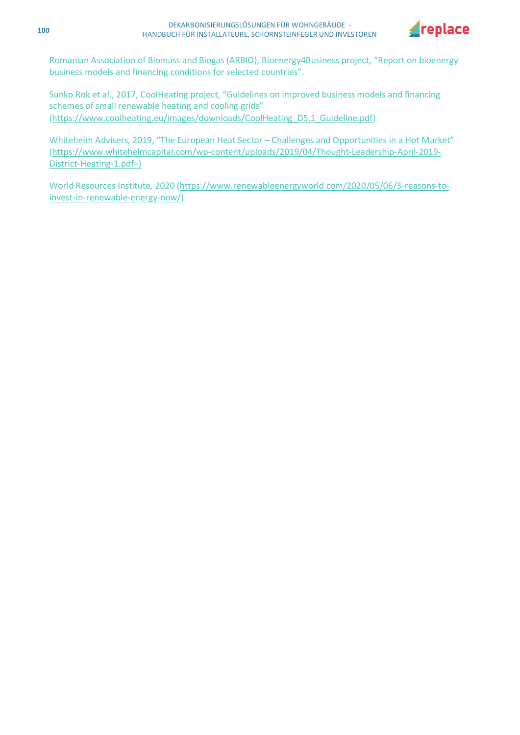Romanian Association of Biomass and Biogas (ARBIO), Bioenergy4Business project, “Report on bioenergy business models and financing conditions for selected countries”.

Sunko Rok et al., 2017, CoolHeating project, “Guidelines on improved business models and financing schemes of small renewable heating and cooling grids” (https://www.coolheating.eu/images/downloads/CoolHeating_D5.1_Guideline.pdf)

Whitehelm Advisers, 2019, “The European Heat Sector – Challenges and Opportunities in a Hot Market” (https://www.whitehelmcapital.com/wp-content/uploads/2019/04/Thought-Leadership-April-2019-District-Heating-1.pdf=)

World Resources Institute, 2020 (https://www.renewableenergyworld.com/2020/05/06/3-reasons-to-invest-in-renewable-energy-now/)